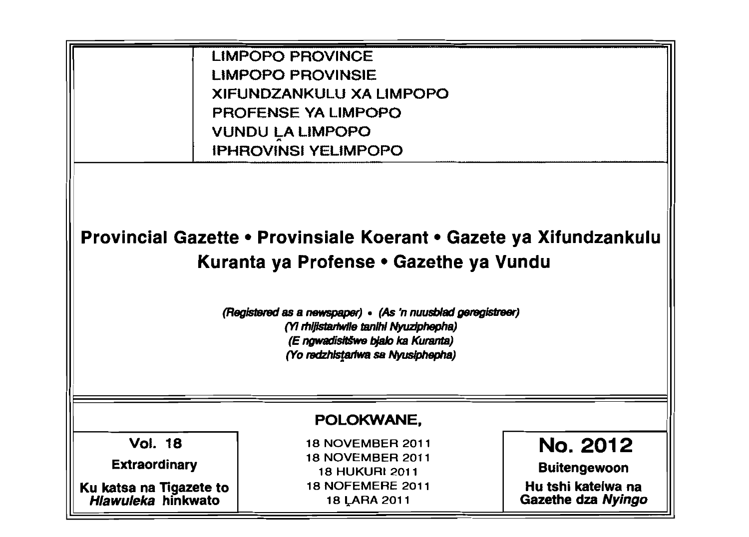LIMPOPO PROVINCE
LIMPOPO PROVINSIE
XIFUNDZANKULU XA LIMPOPO
PROFENSE YA LIMPOPO
VUNDU ḼA LIMPOPO
IPHROVINSI YELIMPOPO

# Provincial Gazette • Provinsiale Koerant • Gazete ya Xifundzankulu Kuranta ya Profense • Gazethe ya Vundu

*(Registered as a newspaper)* • *(As 'n nuusblad geregistreer)*
*(Yi rhijistariwile tanihi Nyuziphepha)*
*(E ngwadisitšwe bjalo ka Kuranta)*
*(Yo redzhistariwa sa Nyusiphepha)*

## POLOKWANE,

| | | |
|---|---|---|
| **Vol. 18** | 18 NOVEMBER 2011 | **No. 2012** |
| **Extraordinary** | 18 NOVEMBER 2011 | **Buitengewoon** |
| **Ku katsa na Tigazete to *Hlawuleka* hinkwato** | 18 HUKURI 2011 | **Hu tshi katelwa na Gazethe dza *Nyingo*** |
| | 18 NOFEMERE 2011 | |
| | 18 ḼARA 2011 | |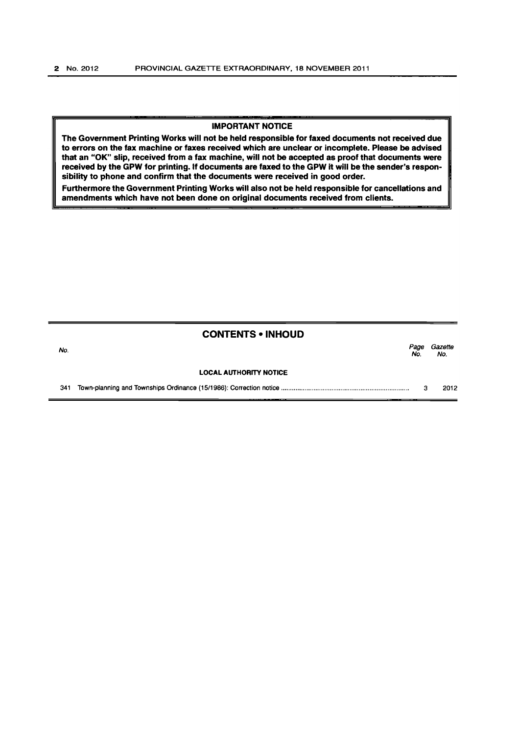**IMPORTANT NOTICE**

**The Government Printing Works will not be held responsible for faxed documents not received due to errors on the fax machine or faxes received which are unclear or incomplete. Please be advised that an "OK" slip, received from a fax machine, will not be accepted as proof that documents were received by the GPW for printing. If documents are faxed to the GPW it will be the sender's responsibility to phone and confirm that the documents were received in good order.**

**Furthermore the Government Printing Works will also not be held responsible for cancellations and amendments which have not been done on original documents received from clients.**

## CONTENTS • INHOUD

| *No.* | | *Page No.* | *Gazette No.* |
|---|---|---|---|
| | **LOCAL AUTHORITY NOTICE** | | |
| 341 | Town-planning and Townships Ordinance (15/1986): Correction notice | 3 | 2012 |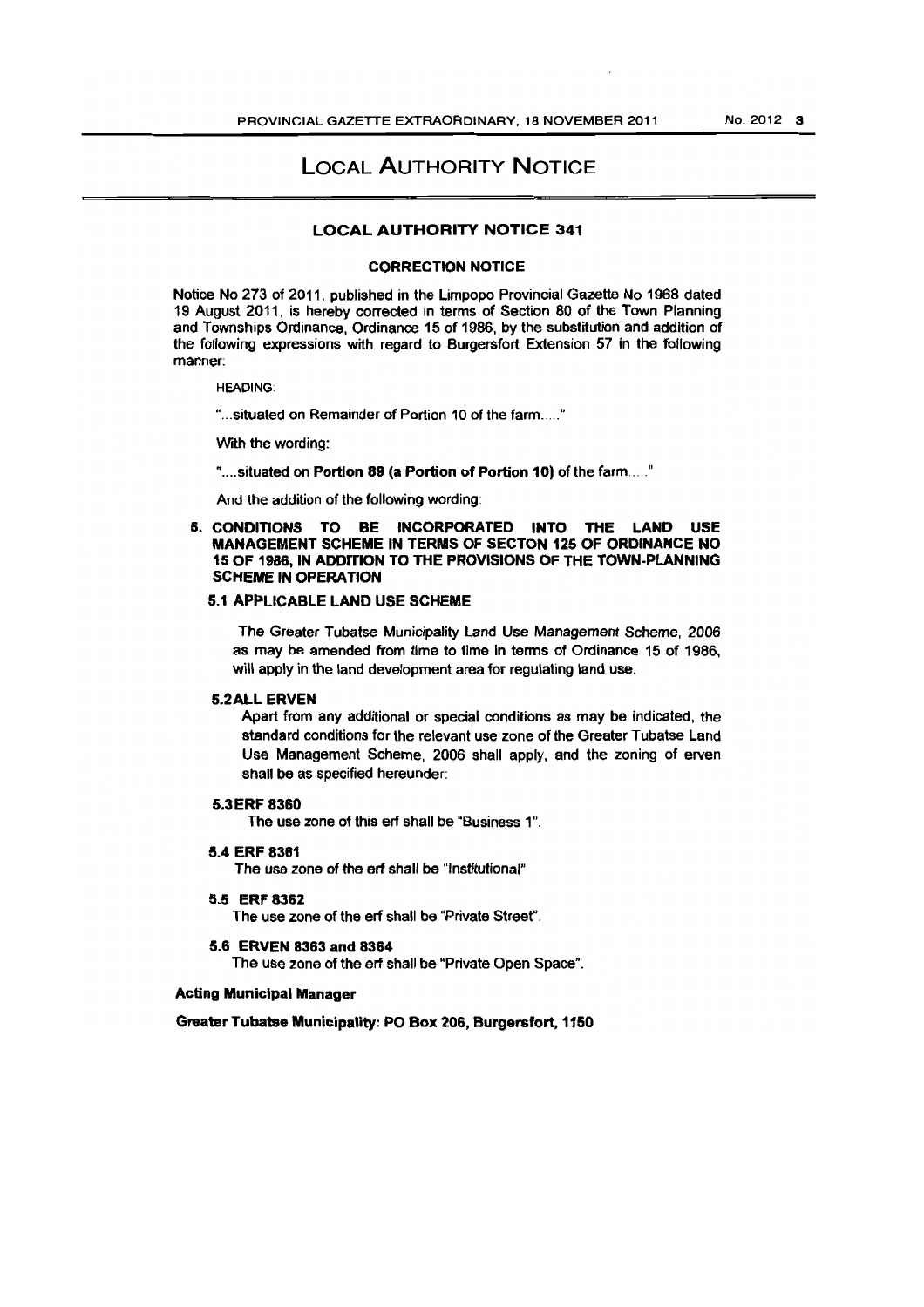# LOCAL AUTHORITY NOTICE

## LOCAL AUTHORITY NOTICE 341

### CORRECTION NOTICE

Notice No 273 of 2011, published in the Limpopo Provincial Gazette No 1968 dated 19 August 2011, is hereby corrected in terms of Section 80 of the Town Planning and Townships Ordinance, Ordinance 15 of 1986, by the substitution and addition of the following expressions with regard to Burgersfort Extension 57 in the following manner:

HEADING:

"...situated on Remainder of Portion 10 of the farm....."

With the wording:

"....situated on **Portion 89 (a Portion of Portion 10)** of the farm....."

And the addition of the following wording:

**5. CONDITIONS TO BE INCORPORATED INTO THE LAND USE MANAGEMENT SCHEME IN TERMS OF SECTON 125 OF ORDINANCE NO 15 OF 1986, IN ADDITION TO THE PROVISIONS OF THE TOWN-PLANNING SCHEME IN OPERATION**

**5.1 APPLICABLE LAND USE SCHEME**

The Greater Tubatse Municipality Land Use Management Scheme, 2006 as may be amended from time to time in terms of Ordinance 15 of 1986, will apply in the land development area for regulating land use.

**5.2 ALL ERVEN**

Apart from any additional or special conditions as may be indicated, the standard conditions for the relevant use zone of the Greater Tubatse Land Use Management Scheme, 2006 shall apply, and the zoning of erven shall be as specified hereunder:

**5.3 ERF 8360**

The use zone of this erf shall be "Business 1".

**5.4 ERF 8361**

The use zone of the erf shall be "Institutional"

**5.5 ERF 8362**

The use zone of the erf shall be "Private Street".

**5.6 ERVEN 8363 and 8364**

The use zone of the erf shall be "Private Open Space".

**Acting Municipal Manager**

**Greater Tubatse Municipality: PO Box 206, Burgersfort, 1150**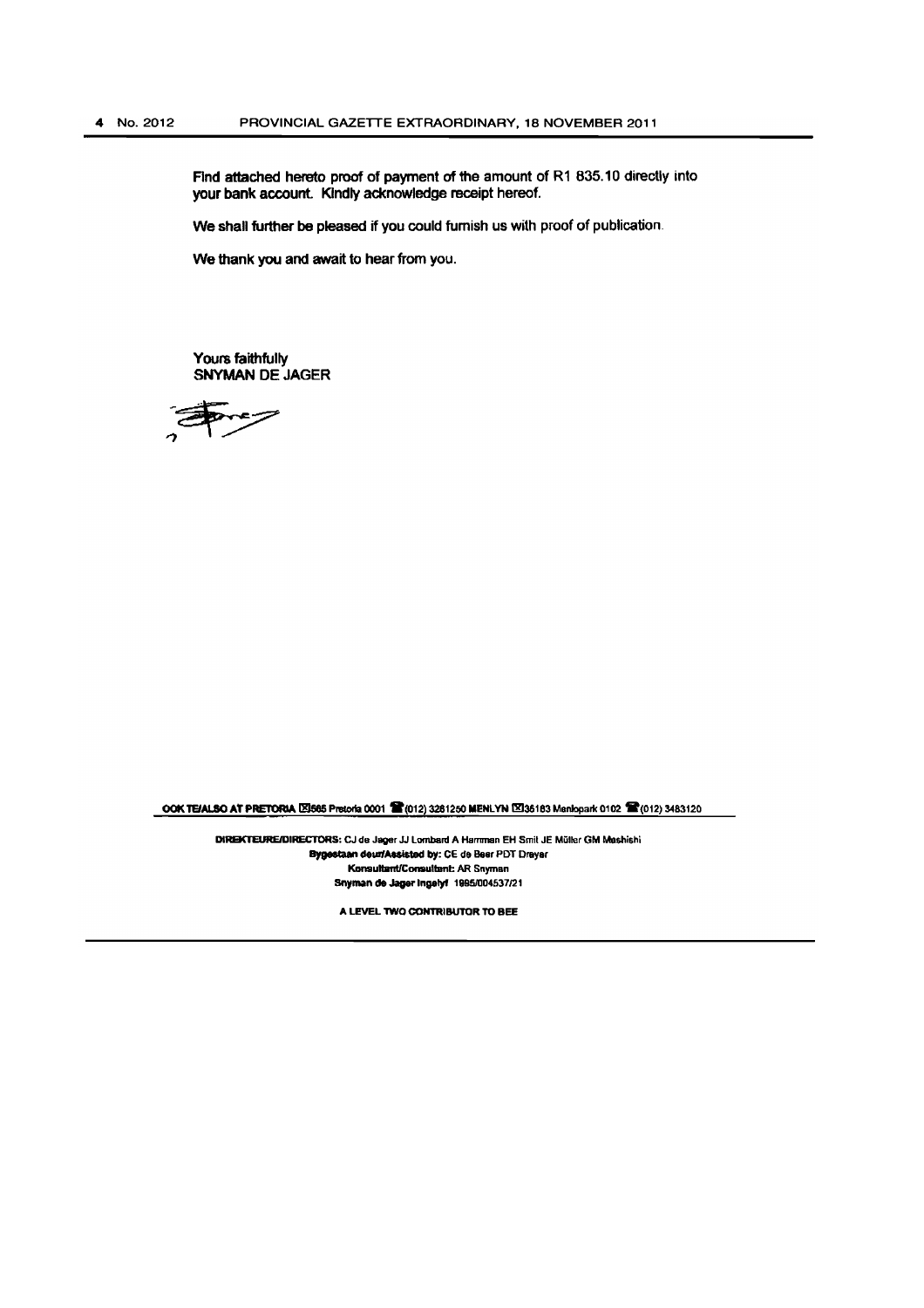Find attached hereto proof of payment of the amount of R1 835.10 directly into your bank account. Kindly acknowledge receipt hereof.

We shall further be pleased if you could furnish us with proof of publication.

We thank you and await to hear from you.

Yours faithfully
SNYMAN DE JAGER

**OOK TE/ALSO AT PRETORIA** ☒565 Pretoria 0001 ☎(012) 3261250 **MENLYN** ☒35163 Menlopark 0102 ☎(012) 3483120

**DIREKTEURE/DIRECTORS:** CJ de Jager JJ Lombard A Hamman EH Smit JE Müller GM Mashishi
**Bygestaan deur/Assisted by:** CE de Beer PDT Dreyer
**Konsultant/Consultant:** AR Snyman
**Snyman de Jager Ingelyf** 1995/004537/21

**A LEVEL TWO CONTRIBUTOR TO BEE**